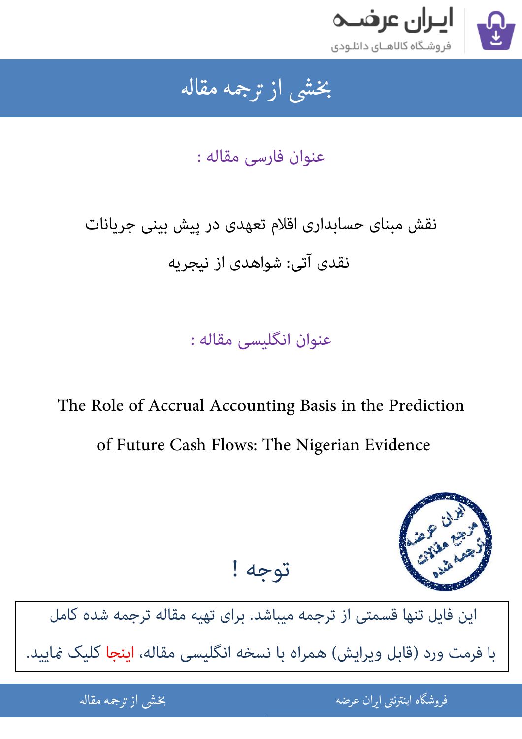# بخشی از ترجمه مقاله

عنوان فارسی مقاله :

نقش مبنای حسابداری اقلام تعهدی در پیش بینی جریانات نقدی آتی: شواهدی از نیجریه

عنوان انگلیسی مقاله :

The Role of Accrual Accounting Basis in the Prediction of Future Cash Flows: The Nigerian Evidence

## توجه !

این فایل تنها قسمتی از ترجمه میباشد. برای تهیه مقاله ترجمه شده کامل با فرمت ورد (قابل ویرایش) همراه با نسخه انگلیسی مقاله، اینجا کلیک نمایید.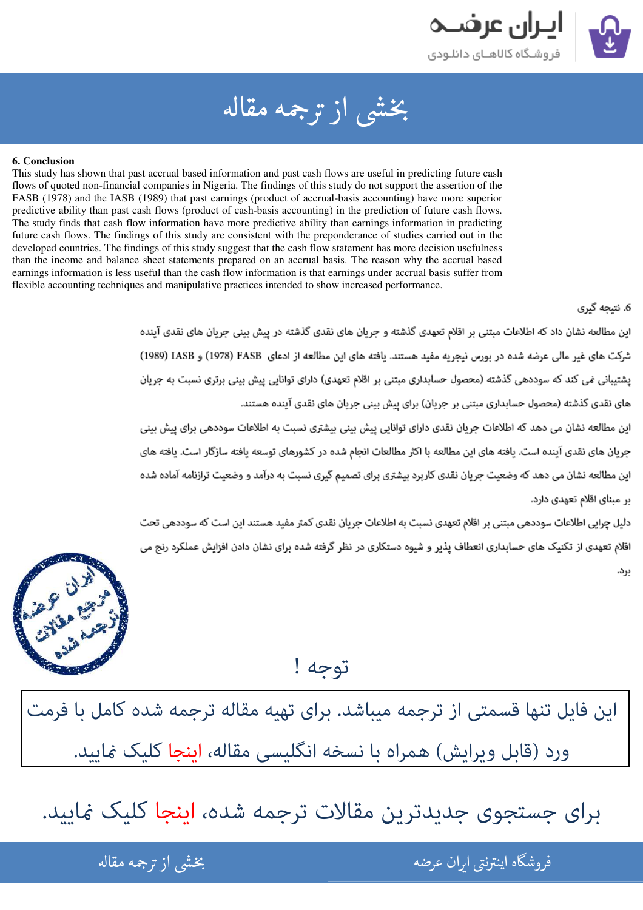# بخشی از ترجمه مقاله

## 6. Conclusion

This study has shown that past accrual based information and past cash flows are useful in predicting future cash flows of quoted non-financial companies in Nigeria. The findings of this study do not support the assertion of the FASB (1978) and the IASB (1989) that past earnings (product of accrual-basis accounting) have more superior predictive ability than past cash flows (product of cash-basis accounting) in the prediction of future cash flows. The study finds that cash flow information have more predictive ability than earnings information in predicting future cash flows. The findings of this study are consistent with the preponderance of studies carried out in the developed countries. The findings of this study suggest that the cash flow statement has more decision usefulness than the income and balance sheet statements prepared on an accrual basis. The reason why the accrual based earnings information is less useful than the cash flow information is that earnings under accrual basis suffer from flexible accounting techniques and manipulative practices intended to show increased performance.

## 6. نتیجه گیری

این مطالعه نشان داد که اطلاعات مبتنی بر اقلام تعهدی گذشته و جریان های نقدی گذشته در پیش بینی جریان های نقدی آینده شرکت های غیر مالی عرضه شده در بورس نیجریه مفید هستند. یافته های این مطالعه از ادعای FASB (1978) و IASB (1989) پشتیبانی نمی کند که سوددهی گذشته (محصول حسابداری مبتنی بر اقلام تعهدی) دارای توانایی پیش بینی برتری نسبت به جریان های نقدی گذشته (محصول حسابداری مبتنی بر جریان) برای پیش بینی جریان های نقدی آینده هستند.

این مطالعه نشان می دهد که اطلاعات جریان نقدی دارای توانایی پیش بینی بیشتری نسبت به اطلاعات سوددهی برای پیش بینی جریان های نقدی آینده است. یافته های این مطالعه با اکثر مطالعات انجام شده در کشورهای توسعه یافته سازگار است. یافته های این مطالعه نشان می دهد که وضعیت جریان نقدی کاربرد بیشتری برای تصمیم گیری نسبت به درآمد و وضعیت ترازنامه آماده شده بر مبنای اقلام تعهدی دارد.

دلیل چراپی اطلاعات سوددهی مبتنی بر اقلام تعهدی نسبت به اطلاعات جریان نقدی کمتر مفید هستند این است که سوددهی تحت اقلام تعهدی از تکنیک های حسابداری انعطاف پذیر و شیوه دستکاری در نظر گرفته شده برای نشان دادن افزایش عملکرد رنج می برد.

## توجه !

این فایل تنها قسمتی از ترجمه میباشد. برای تهیه مقاله ترجمه شده کامل با فرمت ورد (قابل ویرایش) همراه با نسخه انگلیسی مقاله، اینجا کلیک نمایید.

برای جستجوی جدیدترین مقالات ترجمه شده، اینجا کلیک نمایید.